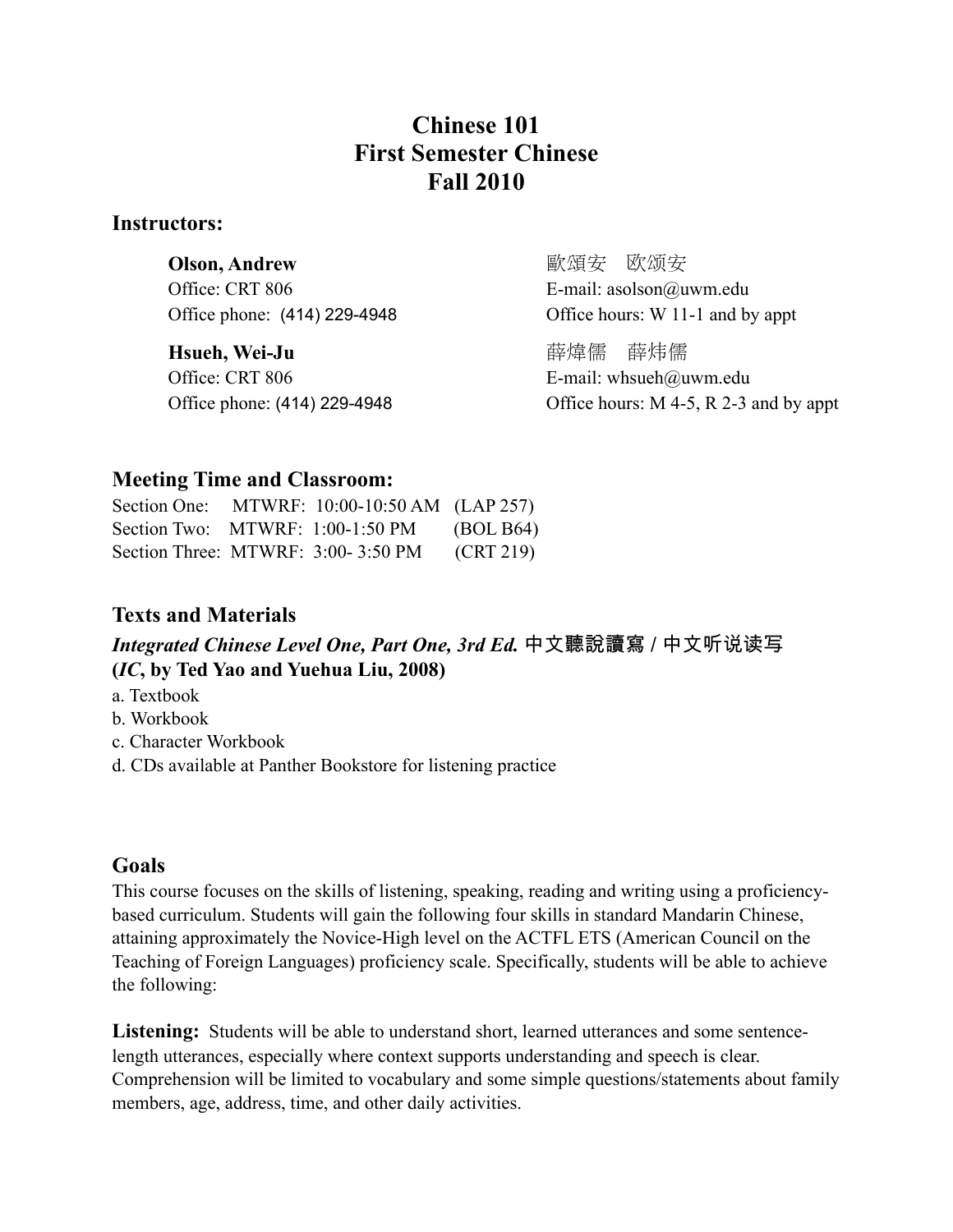# Chinese 101
# First Semester Chinese
# Fall 2010

## Instructors:

**Olson, Andrew** 歐頌安　欧颂安
Office: CRT 806
Office phone: (414) 229-4948
E-mail: asolson@uwm.edu
Office hours: W 11-1 and by appt

**Hsueh, Wei-Ju** 薛煒儒　薛炜儒
Office: CRT 806
Office phone: (414) 229-4948
E-mail: whsueh@uwm.edu
Office hours: M 4-5, R 2-3 and by appt

## Meeting Time and Classroom:

Section One: MTWRF: 10:00-10:50 AM (LAP 257)
Section Two: MTWRF: 1:00-1:50 PM (BOL B64)
Section Three: MTWRF: 3:00- 3:50 PM (CRT 219)

## Texts and Materials

***Integrated Chinese Level One, Part One, 3rd Ed.* 中文聽說讀寫 / 中文听说读写 (*IC*, by Ted Yao and Yuehua Liu, 2008)**

a. Textbook
b. Workbook
c. Character Workbook
d. CDs available at Panther Bookstore for listening practice

## Goals

This course focuses on the skills of listening, speaking, reading and writing using a proficiency-based curriculum. Students will gain the following four skills in standard Mandarin Chinese, attaining approximately the Novice-High level on the ACTFL ETS (American Council on the Teaching of Foreign Languages) proficiency scale. Specifically, students will be able to achieve the following:

**Listening:** Students will be able to understand short, learned utterances and some sentence-length utterances, especially where context supports understanding and speech is clear. Comprehension will be limited to vocabulary and some simple questions/statements about family members, age, address, time, and other daily activities.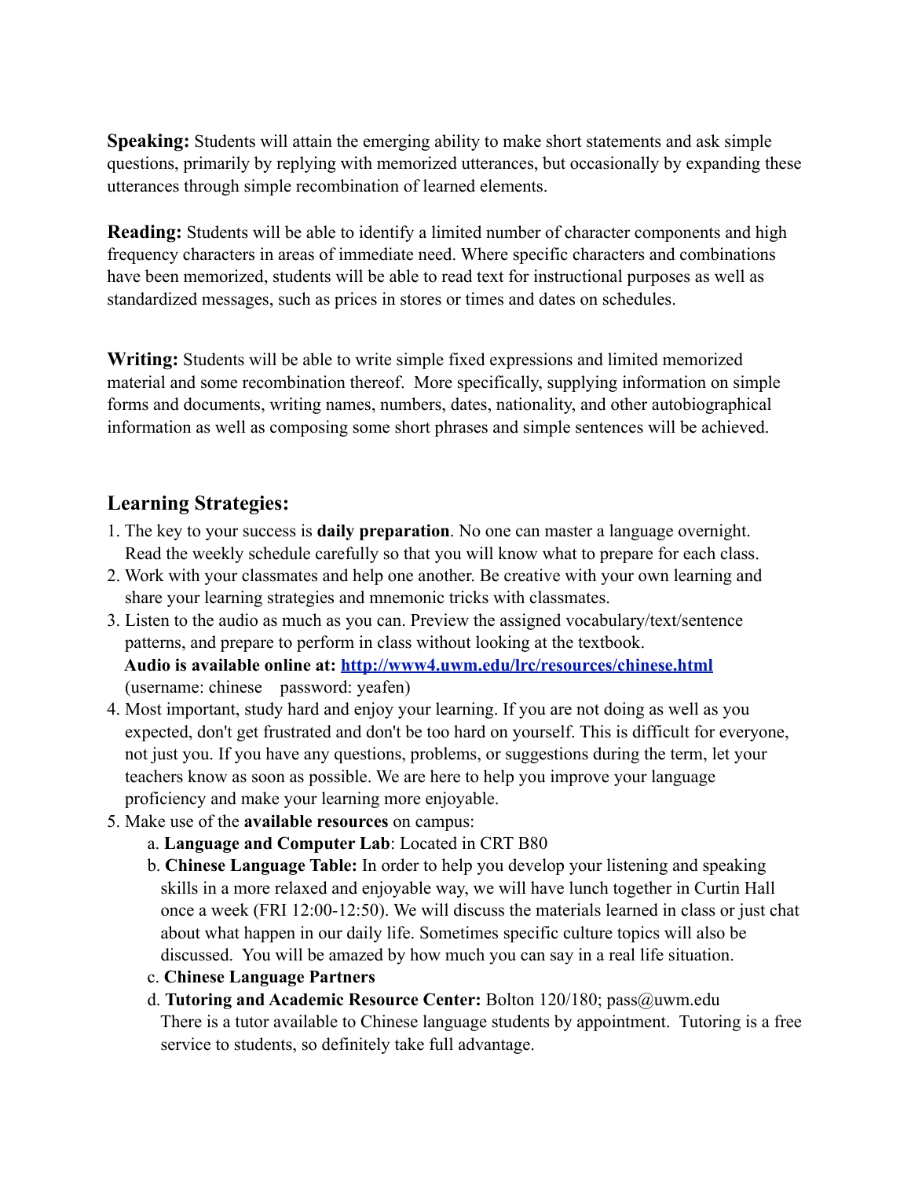**Speaking:** Students will attain the emerging ability to make short statements and ask simple questions, primarily by replying with memorized utterances, but occasionally by expanding these utterances through simple recombination of learned elements.

**Reading:** Students will be able to identify a limited number of character components and high frequency characters in areas of immediate need. Where specific characters and combinations have been memorized, students will be able to read text for instructional purposes as well as standardized messages, such as prices in stores or times and dates on schedules.

**Writing:** Students will be able to write simple fixed expressions and limited memorized material and some recombination thereof. More specifically, supplying information on simple forms and documents, writing names, numbers, dates, nationality, and other autobiographical information as well as composing some short phrases and simple sentences will be achieved.

## Learning Strategies:

1. The key to your success is **daily preparation**. No one can master a language overnight. Read the weekly schedule carefully so that you will know what to prepare for each class.
2. Work with your classmates and help one another. Be creative with your own learning and share your learning strategies and mnemonic tricks with classmates.
3. Listen to the audio as much as you can. Preview the assigned vocabulary/text/sentence patterns, and prepare to perform in class without looking at the textbook.
   **Audio is available online at: [http://www4.uwm.edu/lrc/resources/chinese.html](http://www4.uwm.edu/lrc/resources/chinese.html)** (username: chinese password: yeafen)
4. Most important, study hard and enjoy your learning. If you are not doing as well as you expected, don't get frustrated and don't be too hard on yourself. This is difficult for everyone, not just you. If you have any questions, problems, or suggestions during the term, let your teachers know as soon as possible. We are here to help you improve your language proficiency and make your learning more enjoyable.
5. Make use of the **available resources** on campus:
   a. **Language and Computer Lab**: Located in CRT B80
   b. **Chinese Language Table:** In order to help you develop your listening and speaking skills in a more relaxed and enjoyable way, we will have lunch together in Curtin Hall once a week (FRI 12:00-12:50). We will discuss the materials learned in class or just chat about what happen in our daily life. Sometimes specific culture topics will also be discussed. You will be amazed by how much you can say in a real life situation.
   c. **Chinese Language Partners**
   d. **Tutoring and Academic Resource Center:** Bolton 120/180; pass@uwm.edu
   There is a tutor available to Chinese language students by appointment. Tutoring is a free service to students, so definitely take full advantage.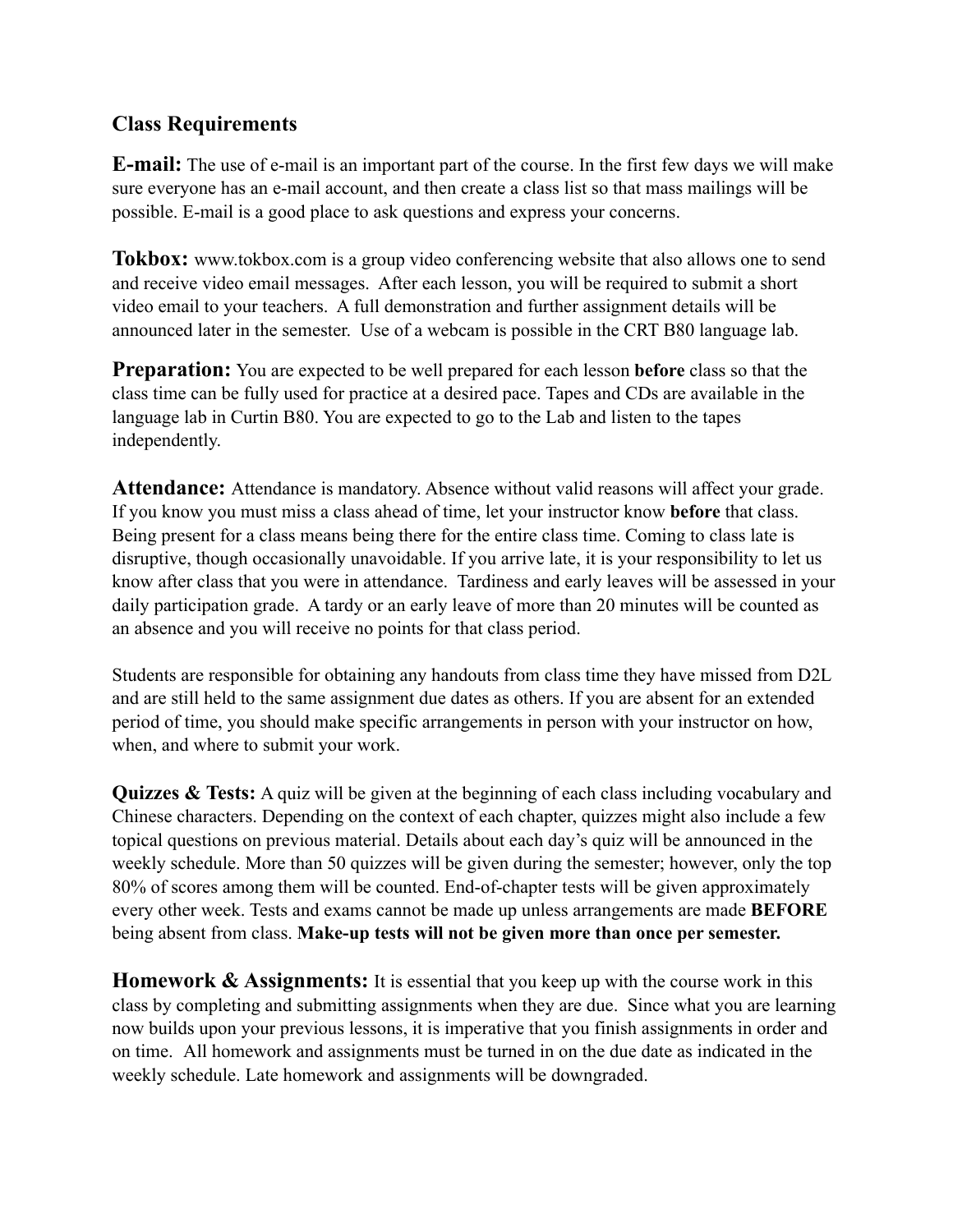## Class Requirements

**E-mail:** The use of e-mail is an important part of the course. In the first few days we will make sure everyone has an e-mail account, and then create a class list so that mass mailings will be possible. E-mail is a good place to ask questions and express your concerns.

**Tokbox:** www.tokbox.com is a group video conferencing website that also allows one to send and receive video email messages. After each lesson, you will be required to submit a short video email to your teachers. A full demonstration and further assignment details will be announced later in the semester. Use of a webcam is possible in the CRT B80 language lab.

**Preparation:** You are expected to be well prepared for each lesson **before** class so that the class time can be fully used for practice at a desired pace. Tapes and CDs are available in the language lab in Curtin B80. You are expected to go to the Lab and listen to the tapes independently.

**Attendance:** Attendance is mandatory. Absence without valid reasons will affect your grade. If you know you must miss a class ahead of time, let your instructor know **before** that class. Being present for a class means being there for the entire class time. Coming to class late is disruptive, though occasionally unavoidable. If you arrive late, it is your responsibility to let us know after class that you were in attendance. Tardiness and early leaves will be assessed in your daily participation grade. A tardy or an early leave of more than 20 minutes will be counted as an absence and you will receive no points for that class period.

Students are responsible for obtaining any handouts from class time they have missed from D2L and are still held to the same assignment due dates as others. If you are absent for an extended period of time, you should make specific arrangements in person with your instructor on how, when, and where to submit your work.

**Quizzes & Tests:** A quiz will be given at the beginning of each class including vocabulary and Chinese characters. Depending on the context of each chapter, quizzes might also include a few topical questions on previous material. Details about each day's quiz will be announced in the weekly schedule. More than 50 quizzes will be given during the semester; however, only the top 80% of scores among them will be counted. End-of-chapter tests will be given approximately every other week. Tests and exams cannot be made up unless arrangements are made **BEFORE** being absent from class. **Make-up tests will not be given more than once per semester.**

**Homework & Assignments:** It is essential that you keep up with the course work in this class by completing and submitting assignments when they are due. Since what you are learning now builds upon your previous lessons, it is imperative that you finish assignments in order and on time. All homework and assignments must be turned in on the due date as indicated in the weekly schedule. Late homework and assignments will be downgraded.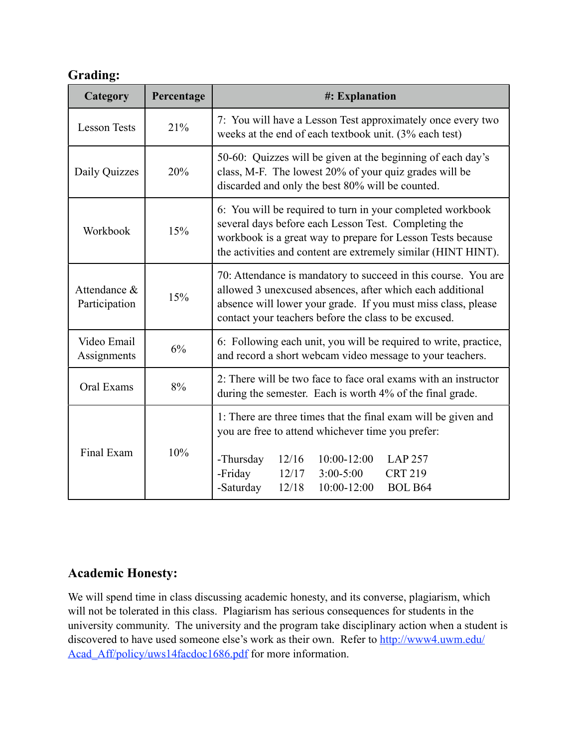## Grading:

| Category | Percentage | #: Explanation |
|---|---|---|
| Lesson Tests | 21% | 7: You will have a Lesson Test approximately once every two weeks at the end of each textbook unit. (3% each test) |
| Daily Quizzes | 20% | 50-60: Quizzes will be given at the beginning of each day's class, M-F. The lowest 20% of your quiz grades will be discarded and only the best 80% will be counted. |
| Workbook | 15% | 6: You will be required to turn in your completed workbook several days before each Lesson Test. Completing the workbook is a great way to prepare for Lesson Tests because the activities and content are extremely similar (HINT HINT). |
| Attendance & Participation | 15% | 70: Attendance is mandatory to succeed in this course. You are allowed 3 unexcused absences, after which each additional absence will lower your grade. If you must miss class, please contact your teachers before the class to be excused. |
| Video Email Assignments | 6% | 6: Following each unit, you will be required to write, practice, and record a short webcam video message to your teachers. |
| Oral Exams | 8% | 2: There will be two face to face oral exams with an instructor during the semester. Each is worth 4% of the final grade. |
| Final Exam | 10% | 1: There are three times that the final exam will be given and you are free to attend whichever time you prefer:<br><br>-Thursday 12/16 10:00-12:00 LAP 257<br>-Friday 12/17 3:00-5:00 CRT 219<br>-Saturday 12/18 10:00-12:00 BOL B64 |

## Academic Honesty:

We will spend time in class discussing academic honesty, and its converse, plagiarism, which will not be tolerated in this class. Plagiarism has serious consequences for students in the university community. The university and the program take disciplinary action when a student is discovered to have used someone else's work as their own. Refer to [http://www4.uwm.edu/Acad_Aff/policy/uws14facdoc1686.pdf](http://www4.uwm.edu/Acad_Aff/policy/uws14facdoc1686.pdf) for more information.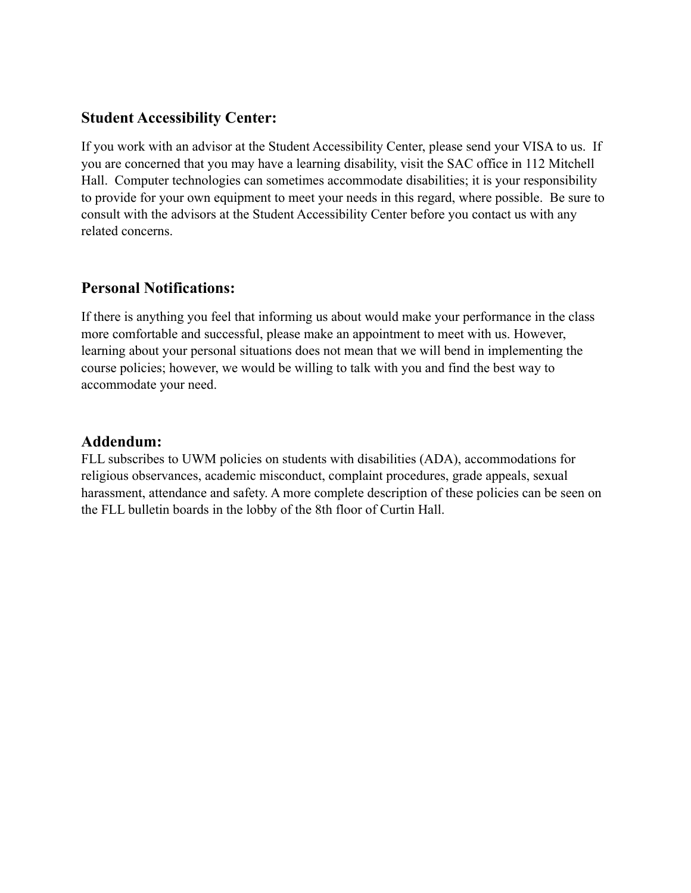## Student Accessibility Center:

If you work with an advisor at the Student Accessibility Center, please send your VISA to us. If you are concerned that you may have a learning disability, visit the SAC office in 112 Mitchell Hall. Computer technologies can sometimes accommodate disabilities; it is your responsibility to provide for your own equipment to meet your needs in this regard, where possible. Be sure to consult with the advisors at the Student Accessibility Center before you contact us with any related concerns.

## Personal Notifications:

If there is anything you feel that informing us about would make your performance in the class more comfortable and successful, please make an appointment to meet with us. However, learning about your personal situations does not mean that we will bend in implementing the course policies; however, we would be willing to talk with you and find the best way to accommodate your need.

## Addendum:

FLL subscribes to UWM policies on students with disabilities (ADA), accommodations for religious observances, academic misconduct, complaint procedures, grade appeals, sexual harassment, attendance and safety. A more complete description of these policies can be seen on the FLL bulletin boards in the lobby of the 8th floor of Curtin Hall.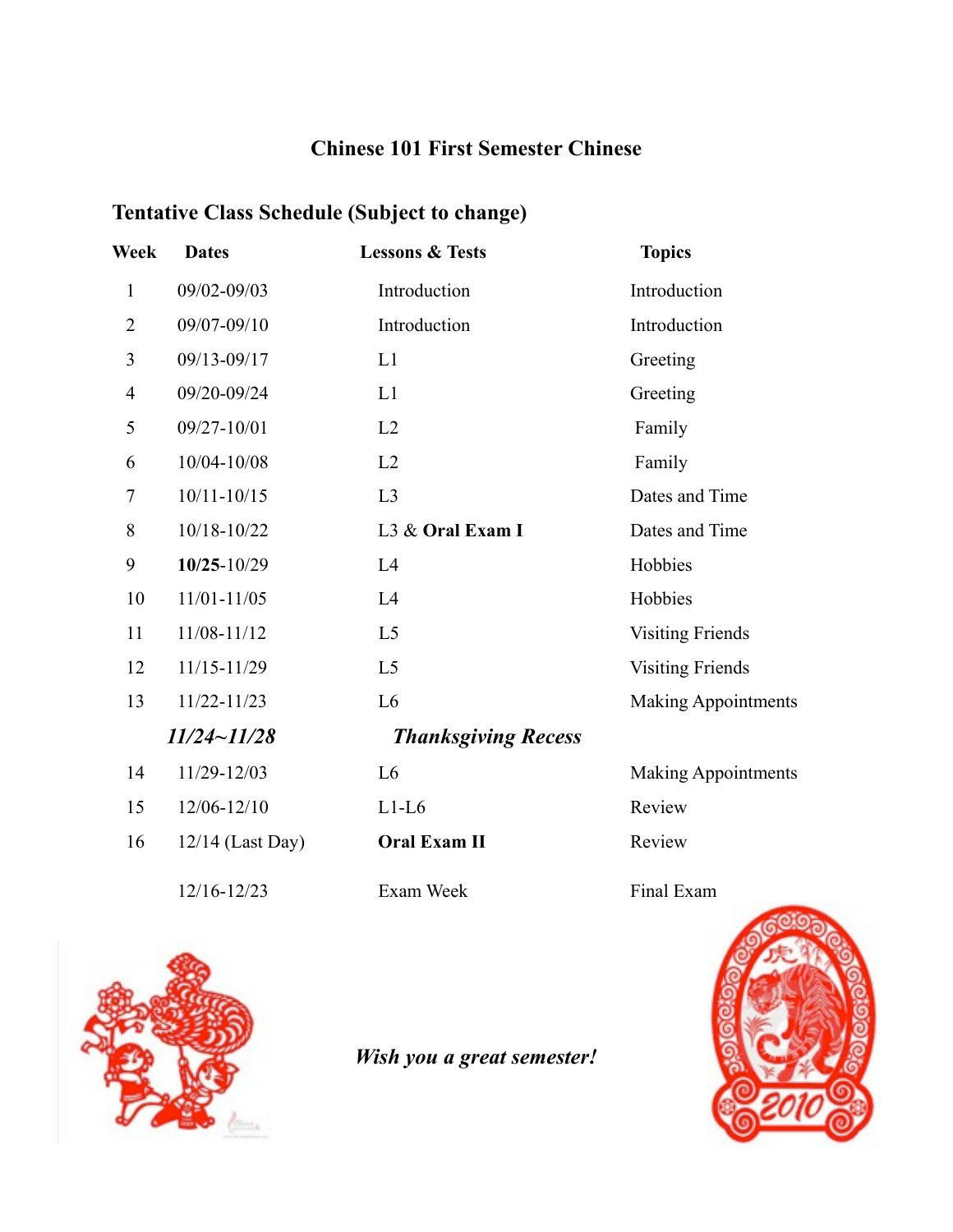## Chinese 101 First Semester Chinese

### Tentative Class Schedule (Subject to change)

| Week | Dates | Lessons & Tests | Topics |
|---|---|---|---|
| 1 | 09/02-09/03 | Introduction | Introduction |
| 2 | 09/07-09/10 | Introduction | Introduction |
| 3 | 09/13-09/17 | L1 | Greeting |
| 4 | 09/20-09/24 | L1 | Greeting |
| 5 | 09/27-10/01 | L2 | Family |
| 6 | 10/04-10/08 | L2 | Family |
| 7 | 10/11-10/15 | L3 | Dates and Time |
| 8 | 10/18-10/22 | L3 & **Oral Exam I** | Dates and Time |
| 9 | **10/25**-10/29 | L4 | Hobbies |
| 10 | 11/01-11/05 | L4 | Hobbies |
| 11 | 11/08-11/12 | L5 | Visiting Friends |
| 12 | 11/15-11/29 | L5 | Visiting Friends |
| 13 | 11/22-11/23 | L6 | Making Appointments |
| | ***11/24~11/28*** | ***Thanksgiving Recess*** | |
| 14 | 11/29-12/03 | L6 | Making Appointments |
| 15 | 12/06-12/10 | L1-L6 | Review |
| 16 | 12/14 (Last Day) | **Oral Exam II** | Review |
| | 12/16-12/23 | Exam Week | Final Exam |

***Wish you a great semester!***